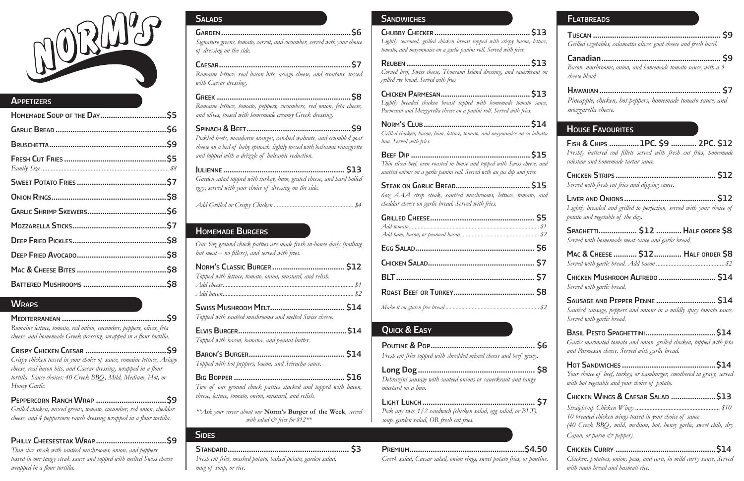# NORM'S

## Appetizers

- **Homemade Soup of the Day** ............ $5
- **Garlic Bread** ............ $6
- **Bruschetta** ............ $9
- **Fresh Cut Fries** ............ $5
  - *Family Size* ............ *$8*
- **Sweet Potato Fries** ............ $7
- **Onion Rings** ............ $8
- **Garlic Shrimp Skewers** ............ $6
- **Mozzarella Sticks** ............ $7
- **Deep Fried Pickles** ............ $8
- **Deep Fried Avocado** ............ $8
- **Mac & Cheese Bites** ............ $8
- **Battered Mushrooms** ............ $8

## Wraps

**Mediterranean** ............ $9
*Romaine lettuce, tomato, red onion, cucumber, peppers, olives, feta cheese, and homemade Greek dressing, wrapped in a flour tortilla.*

**Crispy Chicken Caesar** ............ $9
*Crispy chicken tossed in your choice of sauce, romaine lettuce, Asiago cheese, real bacon bits, and Caesar dressing, wrapped in a flour tortilla. Sauce choices: 40 Creek BBQ, Mild, Medium, Hot, or Honey Garlic.*

**Peppercorn Ranch Wrap** ............ $9
*Grilled chicken, mixed greens, tomato, cucumber, red onion, cheddar cheese, and 4 peppercorn ranch dressing wrapped in a flour tortilla.*

**Philly Cheesesteak Wrap** ............ $9
*Thin slice steak with sautéed mushrooms, onion, and peppers tossed in our tangy steak sauce and topped with melted Swiss cheese wrapped in a flour tortilla.*

## Salads

**Garden** ............ $6
*Signature greens, tomato, carrot, and cucumber, served with your choice of dressing on the side.*

**Caesar** ............ $7
*Romaine lettuce, real bacon bits, asiago cheese, and croutons, tossed with Caesar dressing.*

**Greek** ............ $8
*Romaine lettuce, tomato, peppers, cucumbers, red onion, feta cheese, and olives, tossed with homemade creamy Greek dressing.*

**Spinach & Beet** ............ $9
*Pickled beets, mandarin oranges, candied walnuts, and crumbled goat cheese on a bed of baby spinach, lightly tossed with balsamic vinaigrette and topped with a drizzle of balsamic reduction.*

**Julienne** ............ $13
*Garden salad topped with turkey, ham, grated cheese, and hard boiled eggs, served with your choice of dressing on the side.*

*Add Grilled or Crispy Chicken* ............ *$4*

## Homemade Burgers

*Our 5oz ground chuck patties are made fresh in-house daily (nothing but meat – no fillers), and served with fries.*

**Norm's Classic Burger** ............ $12
*Topped with lettuce, tomato, onion, mustard, and relish.*
*Add cheese* ............ *$1*
*Add bacon* ............ *$2*

**Swiss Mushroom Melt** ............ $14
*Topped with sautéed mushrooms and melted Swiss cheese.*

**Elvis Burger** ............ $14
*Topped with bacon, banana, and peanut butter.*

**Baron's Burger** ............ $14
*Topped with hot peppers, bacon, and Sriracha sauce.*

**Big Bopper** ............ $16
*Two of our ground chuck patties stacked and topped with bacon, cheese, lettuce, tomato, onion, mustard, and relish.*

*\*\*Ask your server about our* **Norm's Burger of the Week**, *served with salad & fries for $12\*\**

## Sandwiches

**Chubby Checker** ............ $13
*Lightly seasoned, grilled chicken breast topped with crispy bacon, lettuce, tomato, and mayonnaise on a garlic panini roll. Served with fries.*

**Reuben** ............ $13
*Corned beef, Swiss cheese, Thousand Island dressing, and sauerkraut on grilled rye bread. Served with fries*

**Chicken Parmesan** ............ $13
*Lightly breaded chicken breast topped with homemade tomato sauce, Parmesan and Mozzarella cheese on a panini roll. Served with fries.*

**Norm's Club** ............ $14
*Grilled chicken, bacon, ham, lettuce, tomato, and mayonnaise on ca iabatta bun. Served with fries.*

**Beef Dip** ............ $15
*Thin sliced beef, oven roasted in house and topped with Swiss cheese, and sautéed onions on a garlic panini roll. Served with au jus dip and fries.*

**Steak on Garlic Bread** ............ $15
*6oz AAA strip steak, sautéed mushrooms, lettuce, tomato, and cheddar cheese on garlic bread. Served with fries.*

**Grilled Cheese** ............ $5
*Add tomato* ............ *$1*
*Add ham, bacon, or peameal bacon* ............ *$2*

**Egg Salad** ............ $6

**Chicken Salad** ............ $7

**BLT** ............ $7

**Roast Beef or Turkey** ............ $8

*Make it on gluten free bread* ............ *$2*

## Quick & Easy

**Poutine & Pop** ............ $6
*Fresh cut fries topped with shredded mixed cheese and beef gravy.*

**Long Dog** ............ $8
*Debrazini sausage with sauteed onions or sauerkraut and tangy mustard on a bun.*

**Light Lunch** ............ $7
*Pick any two: 1/2 sandwich (chicken salad, egg salad, or BLT), soup, garden salad, OR fresh cut fries.*

## Sides

**Standard** ............ $3
*Fresh cut fries, mashed potato, baked potato, garden salad, mug of soup, or rice.*

**Premium** ............ $4.50
*Greek salad, Caesar salad, onion rings, sweet potato fries, or poutine.*

## Flatbreads

**Tuscan** ............ $9
*Grilled vegetables, calamatta olives, goat cheese and fresh basil.*

**Canadian** ............ $9
*Bacon, mushrooms, onion, and homemade tomato sauce, with a 3 cheese blend.*

**Hawaiian** ............ $7
*Pineapple, chicken, hot peppers, homemade tomato sauce, and mozzarella cheese.*

## House Favourites

**Fish & Chips** ............ 1PC. $9 ............ 2PC. $12
*Freshly battered cod fillets served with fresh cut fries, homemade coleslaw and homemade tartar sauce.*

**Chicken Strips** ............ $12
*Served with fresh cut fries and dipping sauce.*

**Liver and Onions** ............ $12
*Lightly breaded and grilled to perfection, served with your choice of potato and vegetable of the day.*

**Spaghetti** ............ $12 ............ Half order $8
*Served with homemade meat sauce and garlic bread.*

**Mac & Cheese** ............ $12 ............ Half order $8
*Served with garlic bread. Add bacon* ............ *$2*

**Chicken Mushroom Alfredo** ............ $14
*Served with garlic bread.*

**Sausage and Pepper Penne** ............ $14
*Sautéed sausage, peppers and onions in a mildly spicy tomato sauce. Served with garlic bread.*

**Basil Pesto Spaghettini** ............ $14
*Garlic marinated tomato and onion, grilled chicken, topped with feta and Parmesan cheese. Served with garlic bread.*

**Hot Sandwiches** ............ $14
*Your choice of beef, turkey, or hamburger, smothered in gravy, served with hot vegetable and your choice of potato.*

**Chicken Wings & Caesar Salad** ............ $13
*Straight-up Chicken Wings* ............ *$10*
*10 breaded chicken wings tossed in your choice of sauce (40 Creek BBQ, mild, medium, hot, honey garlic, sweet chili, dry Cajun, or parm & pepper).*

**Chicken Curry** ............ $14
*Chicken, potatoes, onion, peas, and corn, in mild curry sauce. Served with naan bread and basmati rice.*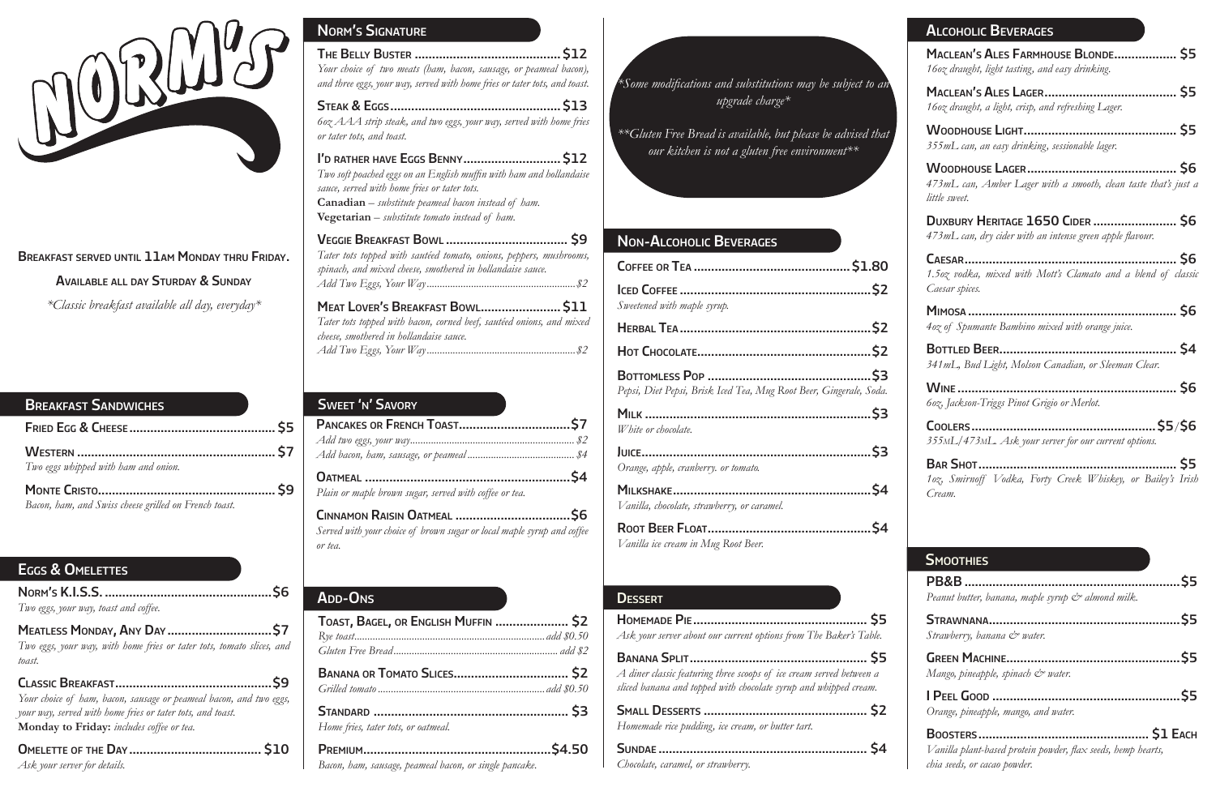# NORM'S

**Breakfast served until 11am Monday thru Friday.**

**Available all day Sturday & Sunday**

*\*Classic breakfast available all day, everyday\**

## Breakfast Sandwiches

**Fried Egg & Cheese** .......... $5

**Western** .......... $7
*Two eggs whipped with ham and onion.*

**Monte Cristo** .......... $9
*Bacon, ham, and Swiss cheese grilled on French toast.*

## Eggs & Omelettes

**Norm's K.I.S.S.** .......... $6
*Two eggs, your way, toast and coffee.*

**Meatless Monday, Any Day** .......... $7
*Two eggs, your way, with home fries or tater tots, tomato slices, and toast.*

**Classic Breakfast** .......... $9
*Your choice of ham, bacon, sausage or peameal bacon, and two eggs, your way, served with home fries or tater tots, and toast.*
**Monday to Friday:** *includes coffee or tea.*

**Omelette of the Day** .......... $10
*Ask your server for details.*

## Norm's Signature

**The Belly Buster** .......... $12
*Your choice of two meats (ham, bacon, sausage, or peameal bacon), and three eggs, your way, served with home fries or tater tots, and toast.*

**Steak & Eggs** .......... $13
*6oz AAA strip steak, and two eggs, your way, served with home fries or tater tots, and toast.*

**I'd rather have Eggs Benny** .......... $12
*Two soft poached eggs on an English muffin with ham and hollandaise sauce, served with home fries or tater tots.*
**Canadian** – *substitute peameal bacon instead of ham.*
**Vegetarian** – *substitute tomato instead of ham.*

**Veggie Breakfast Bowl** .......... $9
*Tater tots topped with sautéed tomato, onions, peppers, mushrooms, spinach, and mixed cheese, smothered in hollandaise sauce.*
*Add Two Eggs, Your Way* .......... *$2*

**Meat Lover's Breakfast Bowl** .......... $11
*Tater tots topped with bacon, corned beef, sautéed onions, and mixed cheese, smothered in hollandaise sauce.*
*Add Two Eggs, Your Way* .......... *$2*

## Sweet 'n' Savory

**Pancakes or French Toast** .......... $7
*Add two eggs, your way* .......... *$2*
*Add bacon, ham, sausage, or peameal* .......... *$4*

**Oatmeal** .......... $4
*Plain or maple brown sugar, served with coffee or tea.*

**Cinnamon Raisin Oatmeal** .......... $6
*Served with your choice of brown sugar or local maple syrup and coffee or tea.*

## Add-Ons

**Toast, Bagel, or English Muffin** .......... $2
*Rye toast* .......... *add $0.50*
*Gluten Free Bread* .......... *add $2*

**Banana or Tomato Slices** .......... $2
*Grilled tomato* .......... *add $0.50*

**Standard** .......... $3
*Home fries, tater tots, or oatmeal.*

**Premium** .......... $4.50
*Bacon, ham, sausage, peameal bacon, or single pancake.*

*\*Some modifications and substitutions may be subject to an upgrade charge\**

*\*\*Gluten Free Bread is available, but please be advised that our kitchen is not a gluten free environment\*\**

## Non-Alcoholic Beverages

**Coffee or Tea** .......... $1.80

**Iced Coffee** .......... $2
*Sweetened with maple syrup.*

**Herbal Tea** .......... $2

**Hot Chocolate** .......... $2

**Bottomless Pop** .......... $3
*Pepsi, Diet Pepsi, Brisk Iced Tea, Mug Root Beer, Gingerale, Soda.*

**Milk** .......... $3
*White or chocolate.*

**Juice** .......... $3
*Orange, apple, cranberry. or tomato.*

**Milkshake** .......... $4
*Vanilla, chocolate, strawberry, or caramel.*

**Root Beer Float** .......... $4
*Vanilla ice cream in Mug Root Beer.*

## Dessert

**Homemade Pie** .......... $5
*Ask your server about our current options from The Baker's Table.*

**Banana Split** .......... $5
*A diner classic featuring three scoops of ice cream served between a sliced banana and topped with chocolate syrup and whipped cream.*

**Small Desserts** .......... $2
*Homemade rice pudding, ice cream, or butter tart.*

**Sundae** .......... $4
*Chocolate, caramel, or strawberry.*

## Alcoholic Beverages

**MacLean's Ales Farmhouse Blonde** .......... $5
*16oz draught, light tasting, and easy drinking.*

**MacLean's Ales Lager** .......... $5
*16oz draught, a light, crisp, and refreshing Lager.*

**Woodhouse Light** .......... $5
*355mL can, an easy drinking, sessionable lager.*

**Woodhouse Lager** .......... $6
*473mL can, Amber Lager with a smooth, clean taste that's just a little sweet.*

**Duxbury Heritage 1650 Cider** .......... $6
*473mL can, dry cider with an intense green apple flavour.*

**Caesar** .......... $6
*1.5oz vodka, mixed with Mott's Clamato and a blend of classic Caesar spices.*

**Mimosa** .......... $6
*4oz of Spumante Bambino mixed with orange juice.*

**Bottled Beer** .......... $4
*341mL, Bud Light, Molson Canadian, or Sleeman Clear.*

**Wine** .......... $6
*6oz, Jackson-Triggs Pinot Grigio or Merlot.*

**Coolers** .......... $5/$6
*355mL/473mL. Ask your server for our current options.*

**Bar Shot** .......... $5
*1oz, Smirnoff Vodka, Forty Creek Whiskey, or Bailey's Irish Cream.*

## Smoothies

**PB&B** .......... $5
*Peanut butter, banana, maple syrup & almond milk.*

**Strawnana** .......... $5
*Strawberry, banana & water.*

**Green Machine** .......... $5
*Mango, pineapple, spinach & water.*

**I Peel Good** .......... $5
*Orange, pineapple, mango, and water.*

**Boosters** .......... $1 Each
*Vanilla plant-based protein powder, flax seeds, hemp hearts, chia seeds, or cacao powder.*